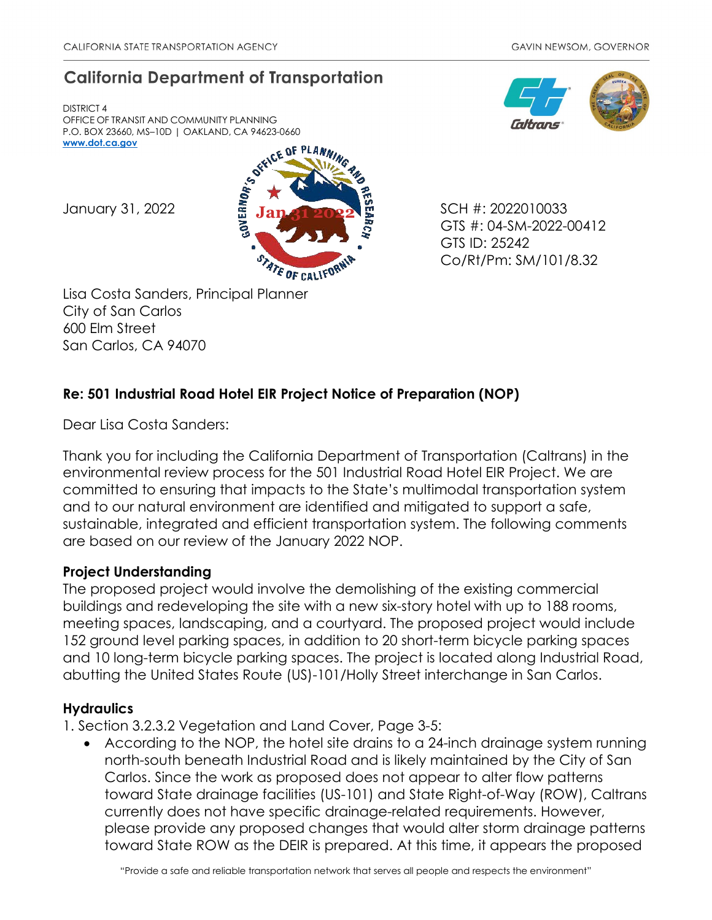CALIFORNIA STATE TRANSPORTATION AGENCY GAVIN NEWSOM, GOVERNOR

# California Department of Transportation

DISTRICT 4
OFFICE OF TRANSIT AND COMMUNITY PLANNING
P.O. BOX 23660, MS–10D | OAKLAND, CA 94623-0660
www.dot.ca.gov

January 31, 2022

SCH #: 2022010033
GTS #: 04-SM-2022-00412
GTS ID: 25242
Co/Rt/Pm: SM/101/8.32

Lisa Costa Sanders, Principal Planner
City of San Carlos
600 Elm Street
San Carlos, CA 94070

**Re: 501 Industrial Road Hotel EIR Project Notice of Preparation (NOP)**

Dear Lisa Costa Sanders:

Thank you for including the California Department of Transportation (Caltrans) in the environmental review process for the 501 Industrial Road Hotel EIR Project. We are committed to ensuring that impacts to the State's multimodal transportation system and to our natural environment are identified and mitigated to support a safe, sustainable, integrated and efficient transportation system. The following comments are based on our review of the January 2022 NOP.

**Project Understanding**

The proposed project would involve the demolishing of the existing commercial buildings and redeveloping the site with a new six-story hotel with up to 188 rooms, meeting spaces, landscaping, and a courtyard. The proposed project would include 152 ground level parking spaces, in addition to 20 short-term bicycle parking spaces and 10 long-term bicycle parking spaces. The project is located along Industrial Road, abutting the United States Route (US)-101/Holly Street interchange in San Carlos.

**Hydraulics**

1. Section 3.2.3.2 Vegetation and Land Cover, Page 3-5:
   - According to the NOP, the hotel site drains to a 24-inch drainage system running north-south beneath Industrial Road and is likely maintained by the City of San Carlos. Since the work as proposed does not appear to alter flow patterns toward State drainage facilities (US-101) and State Right-of-Way (ROW), Caltrans currently does not have specific drainage-related requirements. However, please provide any proposed changes that would alter storm drainage patterns toward State ROW as the DEIR is prepared. At this time, it appears the proposed

"Provide a safe and reliable transportation network that serves all people and respects the environment"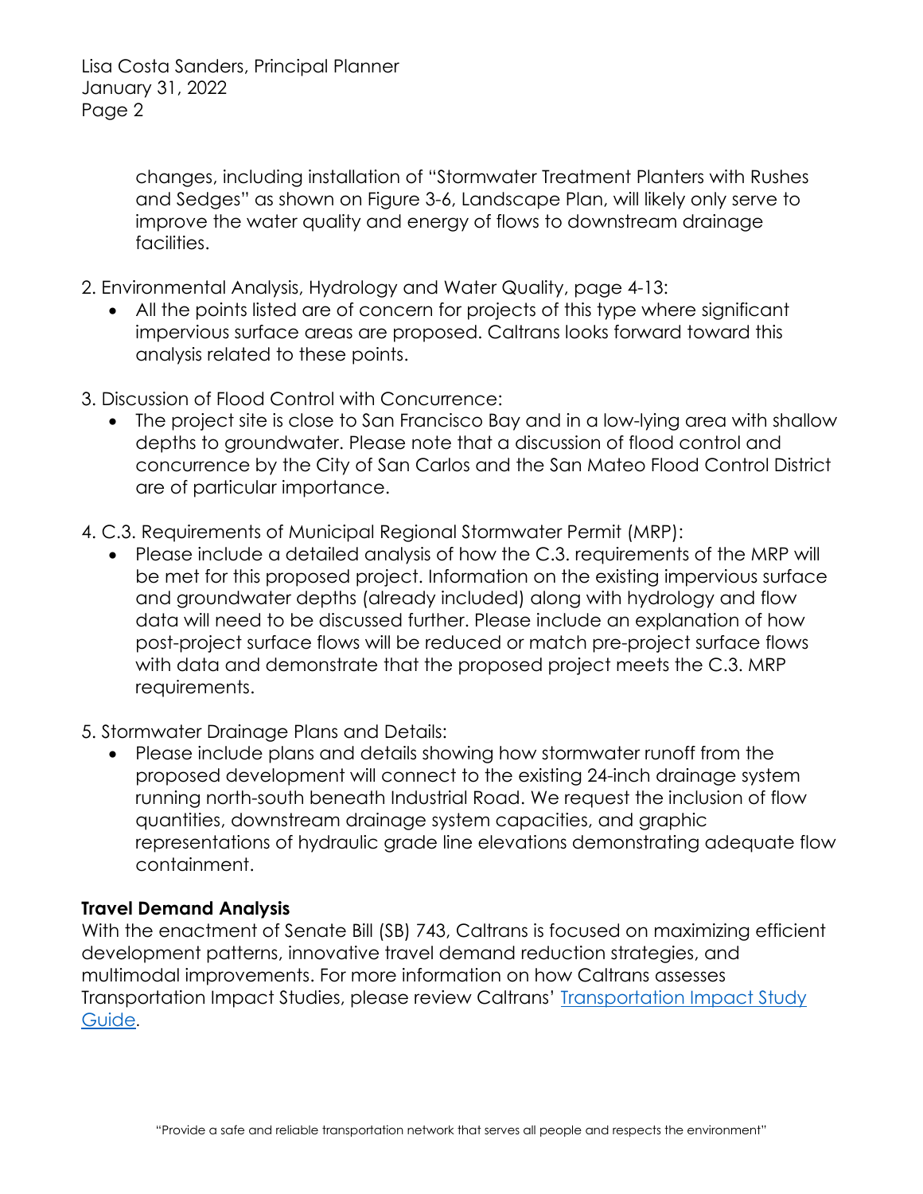changes, including installation of "Stormwater Treatment Planters with Rushes and Sedges" as shown on Figure 3-6, Landscape Plan, will likely only serve to improve the water quality and energy of flows to downstream drainage facilities.

2. Environmental Analysis, Hydrology and Water Quality, page 4-13:
   - All the points listed are of concern for projects of this type where significant impervious surface areas are proposed. Caltrans looks forward toward this analysis related to these points.

3. Discussion of Flood Control with Concurrence:
   - The project site is close to San Francisco Bay and in a low-lying area with shallow depths to groundwater. Please note that a discussion of flood control and concurrence by the City of San Carlos and the San Mateo Flood Control District are of particular importance.

4. C.3. Requirements of Municipal Regional Stormwater Permit (MRP):
   - Please include a detailed analysis of how the C.3. requirements of the MRP will be met for this proposed project. Information on the existing impervious surface and groundwater depths (already included) along with hydrology and flow data will need to be discussed further. Please include an explanation of how post-project surface flows will be reduced or match pre-project surface flows with data and demonstrate that the proposed project meets the C.3. MRP requirements.

5. Stormwater Drainage Plans and Details:
   - Please include plans and details showing how stormwater runoff from the proposed development will connect to the existing 24-inch drainage system running north-south beneath Industrial Road. We request the inclusion of flow quantities, downstream drainage system capacities, and graphic representations of hydraulic grade line elevations demonstrating adequate flow containment.

**Travel Demand Analysis**

With the enactment of Senate Bill (SB) 743, Caltrans is focused on maximizing efficient development patterns, innovative travel demand reduction strategies, and multimodal improvements. For more information on how Caltrans assesses Transportation Impact Studies, please review Caltrans' Transportation Impact Study Guide.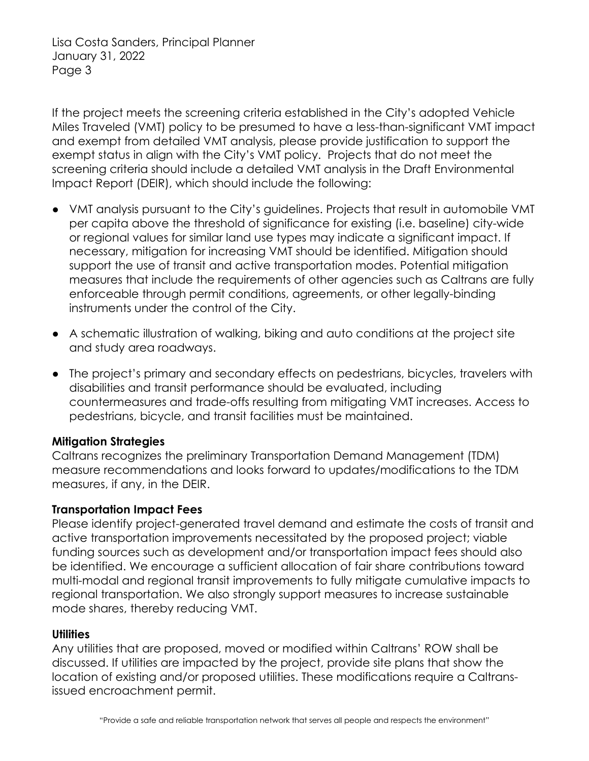If the project meets the screening criteria established in the City's adopted Vehicle Miles Traveled (VMT) policy to be presumed to have a less-than-significant VMT impact and exempt from detailed VMT analysis, please provide justification to support the exempt status in align with the City's VMT policy. Projects that do not meet the screening criteria should include a detailed VMT analysis in the Draft Environmental Impact Report (DEIR), which should include the following:

- VMT analysis pursuant to the City's guidelines. Projects that result in automobile VMT per capita above the threshold of significance for existing (i.e. baseline) city-wide or regional values for similar land use types may indicate a significant impact. If necessary, mitigation for increasing VMT should be identified. Mitigation should support the use of transit and active transportation modes. Potential mitigation measures that include the requirements of other agencies such as Caltrans are fully enforceable through permit conditions, agreements, or other legally-binding instruments under the control of the City.
- A schematic illustration of walking, biking and auto conditions at the project site and study area roadways.
- The project's primary and secondary effects on pedestrians, bicycles, travelers with disabilities and transit performance should be evaluated, including countermeasures and trade-offs resulting from mitigating VMT increases. Access to pedestrians, bicycle, and transit facilities must be maintained.

**Mitigation Strategies**
Caltrans recognizes the preliminary Transportation Demand Management (TDM) measure recommendations and looks forward to updates/modifications to the TDM measures, if any, in the DEIR.

**Transportation Impact Fees**
Please identify project-generated travel demand and estimate the costs of transit and active transportation improvements necessitated by the proposed project; viable funding sources such as development and/or transportation impact fees should also be identified. We encourage a sufficient allocation of fair share contributions toward multi-modal and regional transit improvements to fully mitigate cumulative impacts to regional transportation. We also strongly support measures to increase sustainable mode shares, thereby reducing VMT.

**Utilities**
Any utilities that are proposed, moved or modified within Caltrans' ROW shall be discussed. If utilities are impacted by the project, provide site plans that show the location of existing and/or proposed utilities. These modifications require a Caltrans-issued encroachment permit.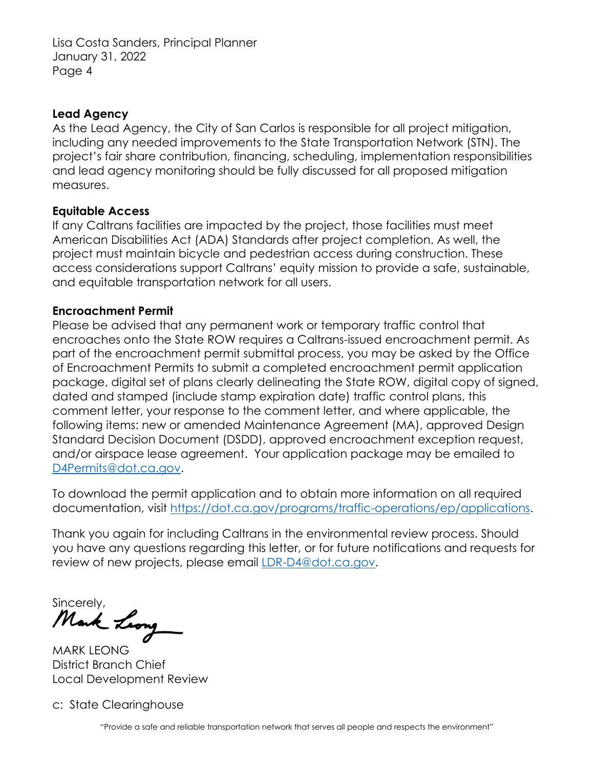**Lead Agency**
As the Lead Agency, the City of San Carlos is responsible for all project mitigation, including any needed improvements to the State Transportation Network (STN). The project's fair share contribution, financing, scheduling, implementation responsibilities and lead agency monitoring should be fully discussed for all proposed mitigation measures.

**Equitable Access**
If any Caltrans facilities are impacted by the project, those facilities must meet American Disabilities Act (ADA) Standards after project completion. As well, the project must maintain bicycle and pedestrian access during construction. These access considerations support Caltrans' equity mission to provide a safe, sustainable, and equitable transportation network for all users.

**Encroachment Permit**
Please be advised that any permanent work or temporary traffic control that encroaches onto the State ROW requires a Caltrans-issued encroachment permit. As part of the encroachment permit submittal process, you may be asked by the Office of Encroachment Permits to submit a completed encroachment permit application package, digital set of plans clearly delineating the State ROW, digital copy of signed, dated and stamped (include stamp expiration date) traffic control plans, this comment letter, your response to the comment letter, and where applicable, the following items: new or amended Maintenance Agreement (MA), approved Design Standard Decision Document (DSDD), approved encroachment exception request, and/or airspace lease agreement. Your application package may be emailed to D4Permits@dot.ca.gov.

To download the permit application and to obtain more information on all required documentation, visit https://dot.ca.gov/programs/traffic-operations/ep/applications.

Thank you again for including Caltrans in the environmental review process. Should you have any questions regarding this letter, or for future notifications and requests for review of new projects, please email LDR-D4@dot.ca.gov.

Sincerely,

Mark Leong

MARK LEONG
District Branch Chief
Local Development Review

c: State Clearinghouse

"Provide a safe and reliable transportation network that serves all people and respects the environment"